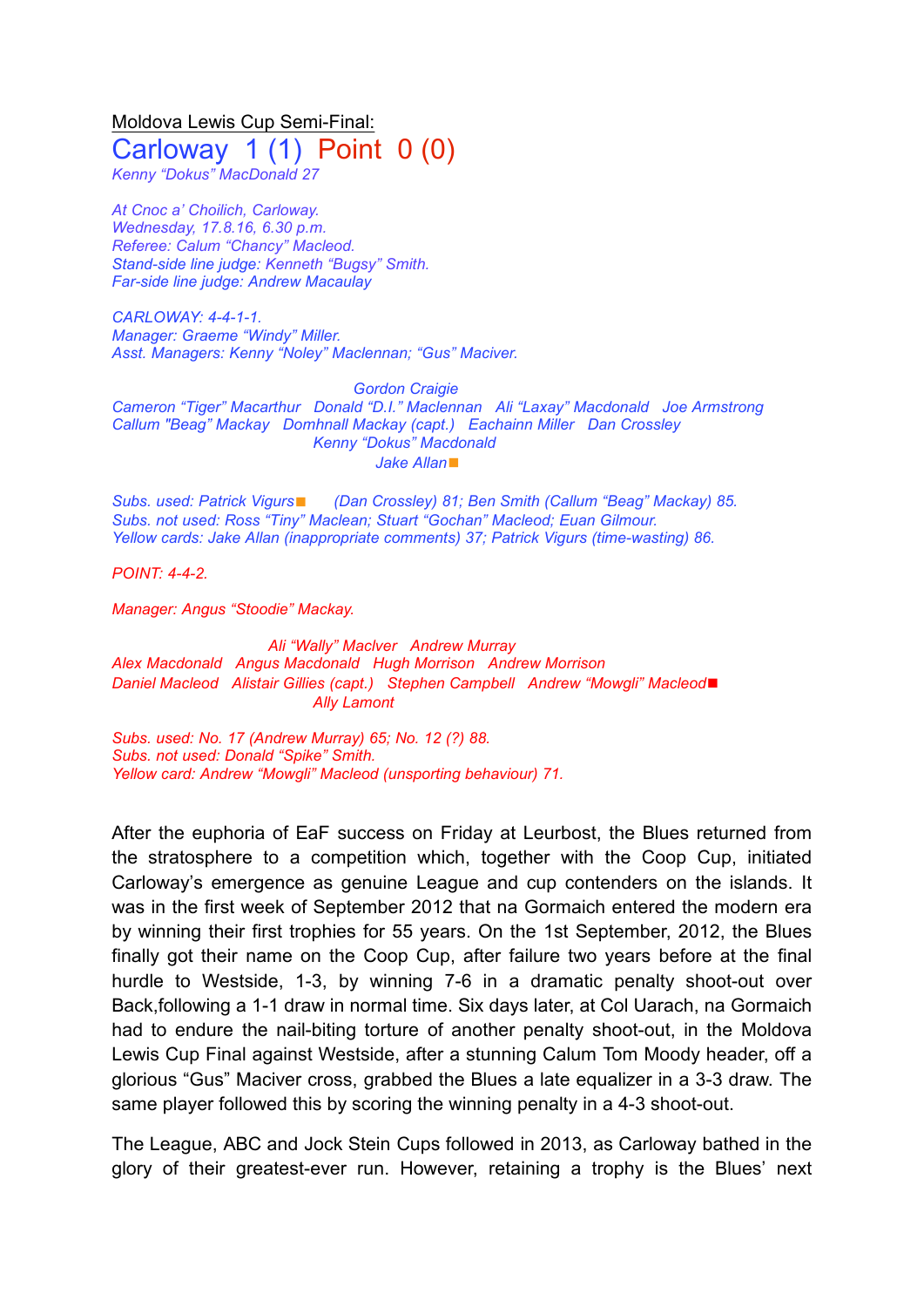Moldova Lewis Cup Semi-Final:

# Carloway 1 (1) Point 0 (0)

*Kenny "Dokus" MacDonald 27*

*At Cnoc a' Choilich, Carloway.*
*Wednesday, 17.8.16, 6.30 p.m.*
*Referee: Calum "Chancy" Macleod.*
*Stand-side line judge: Kenneth "Bugsy" Smith.*
*Far-side line judge: Andrew Macaulay*

*CARLOWAY: 4-4-1-1.*
*Manager: Graeme "Windy" Miller.*
*Asst. Managers: Kenny "Noley" Maclennan; "Gus" Maciver.*

*Gordon Craigie*
*Cameron "Tiger" Macarthur   Donald "D.I." Maclennan   Ali "Laxay" Macdonald   Joe Armstrong*
*Callum "Beag" Mackay   Domhnall Mackay (capt.)   Eachainn Miller   Dan Crossley*
*Kenny "Dokus" Macdonald*
*Jake Allan■*

*Subs. used: Patrick Vigurs■ (Dan Crossley) 81; Ben Smith (Callum "Beag" Mackay) 85.*
*Subs. not used: Ross "Tiny" Maclean; Stuart "Gochan" Macleod; Euan Gilmour.*
*Yellow cards: Jake Allan (inappropriate comments) 37; Patrick Vigurs (time-wasting) 86.*

*POINT: 4-4-2.*

*Manager: Angus "Stoodie" Mackay.*

*Ali "Wally" MacIver   Andrew Murray*
*Alex Macdonald   Angus Macdonald   Hugh Morrison   Andrew Morrison*
*Daniel Macleod   Alistair Gillies (capt.)   Stephen Campbell   Andrew "Mowgli" Macleod■*
*Ally Lamont*

*Subs. used: No. 17 (Andrew Murray) 65; No. 12 (?) 88.*
*Subs. not used: Donald "Spike" Smith.*
*Yellow card: Andrew "Mowgli" Macleod (unsporting behaviour) 71.*

After the euphoria of EaF success on Friday at Leurbost, the Blues returned from the stratosphere to a competition which, together with the Coop Cup, initiated Carloway's emergence as genuine League and cup contenders on the islands. It was in the first week of September 2012 that na Gormaich entered the modern era by winning their first trophies for 55 years. On the 1st September, 2012, the Blues finally got their name on the Coop Cup, after failure two years before at the final hurdle to Westside, 1-3, by winning 7-6 in a dramatic penalty shoot-out over Back,following a 1-1 draw in normal time. Six days later, at Col Uarach, na Gormaich had to endure the nail-biting torture of another penalty shoot-out, in the Moldova Lewis Cup Final against Westside, after a stunning Calum Tom Moody header, off a glorious "Gus" Maciver cross, grabbed the Blues a late equalizer in a 3-3 draw. The same player followed this by scoring the winning penalty in a 4-3 shoot-out.

The League, ABC and Jock Stein Cups followed in 2013, as Carloway bathed in the glory of their greatest-ever run. However, retaining a trophy is the Blues' next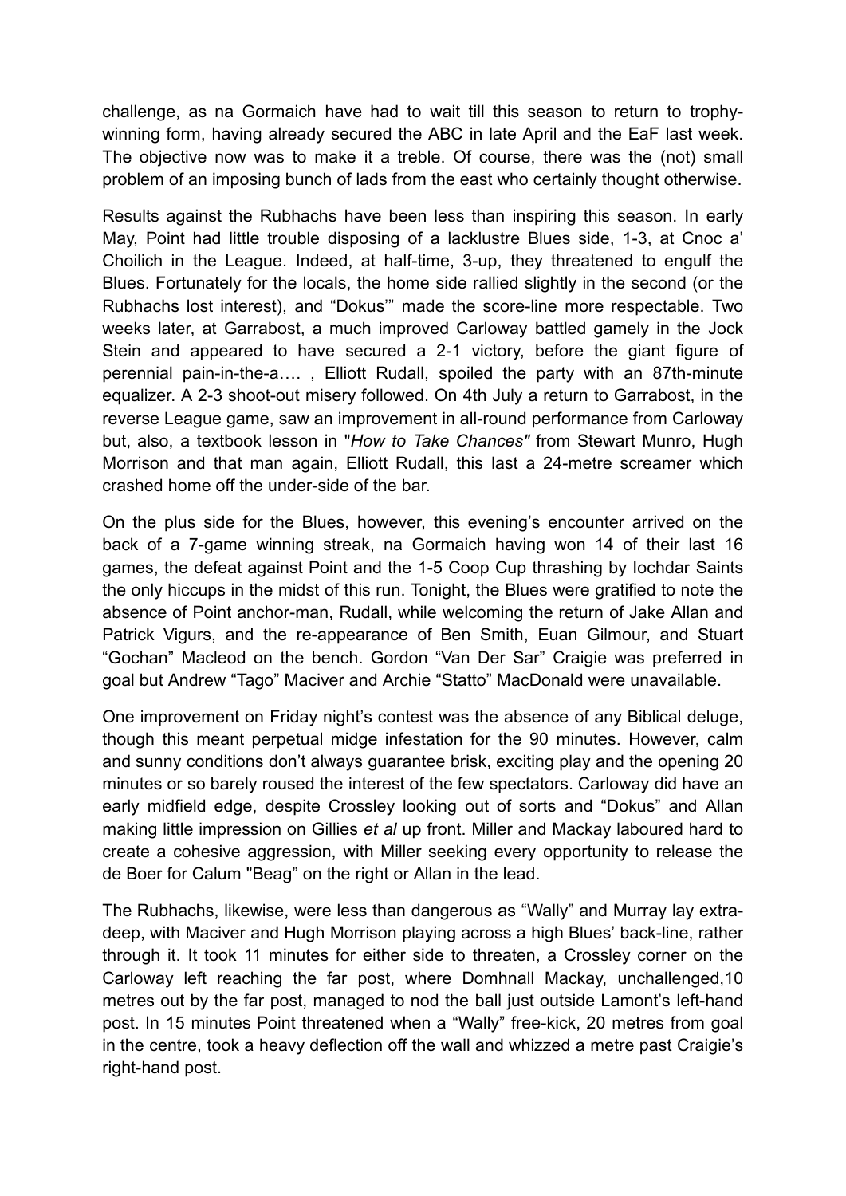challenge, as na Gormaich have had to wait till this season to return to trophy-winning form, having already secured the ABC in late April and the EaF last week. The objective now was to make it a treble. Of course, there was the (not) small problem of an imposing bunch of lads from the east who certainly thought otherwise.

Results against the Rubhachs have been less than inspiring this season. In early May, Point had little trouble disposing of a lacklustre Blues side, 1-3, at Cnoc a' Choilich in the League. Indeed, at half-time, 3-up, they threatened to engulf the Blues. Fortunately for the locals, the home side rallied slightly in the second (or the Rubhachs lost interest), and "Dokus'" made the score-line more respectable. Two weeks later, at Garrabost, a much improved Carloway battled gamely in the Jock Stein and appeared to have secured a 2-1 victory, before the giant figure of perennial pain-in-the-a…. , Elliott Rudall, spoiled the party with an 87th-minute equalizer. A 2-3 shoot-out misery followed. On 4th July a return to Garrabost, in the reverse League game, saw an improvement in all-round performance from Carloway but, also, a textbook lesson in "*How to Take Chances"* from Stewart Munro, Hugh Morrison and that man again, Elliott Rudall, this last a 24-metre screamer which crashed home off the under-side of the bar.

On the plus side for the Blues, however, this evening's encounter arrived on the back of a 7-game winning streak, na Gormaich having won 14 of their last 16 games, the defeat against Point and the 1-5 Coop Cup thrashing by Iochdar Saints the only hiccups in the midst of this run. Tonight, the Blues were gratified to note the absence of Point anchor-man, Rudall, while welcoming the return of Jake Allan and Patrick Vigurs, and the re-appearance of Ben Smith, Euan Gilmour, and Stuart "Gochan" Macleod on the bench. Gordon "Van Der Sar" Craigie was preferred in goal but Andrew "Tago" Maciver and Archie "Statto" MacDonald were unavailable.

One improvement on Friday night's contest was the absence of any Biblical deluge, though this meant perpetual midge infestation for the 90 minutes. However, calm and sunny conditions don't always guarantee brisk, exciting play and the opening 20 minutes or so barely roused the interest of the few spectators. Carloway did have an early midfield edge, despite Crossley looking out of sorts and "Dokus" and Allan making little impression on Gillies *et al* up front. Miller and Mackay laboured hard to create a cohesive aggression, with Miller seeking every opportunity to release the de Boer for Calum "Beag" on the right or Allan in the lead.

The Rubhachs, likewise, were less than dangerous as "Wally" and Murray lay extra-deep, with Maciver and Hugh Morrison playing across a high Blues' back-line, rather through it. It took 11 minutes for either side to threaten, a Crossley corner on the Carloway left reaching the far post, where Domhnall Mackay, unchallenged,10 metres out by the far post, managed to nod the ball just outside Lamont's left-hand post. In 15 minutes Point threatened when a "Wally" free-kick, 20 metres from goal in the centre, took a heavy deflection off the wall and whizzed a metre past Craigie's right-hand post.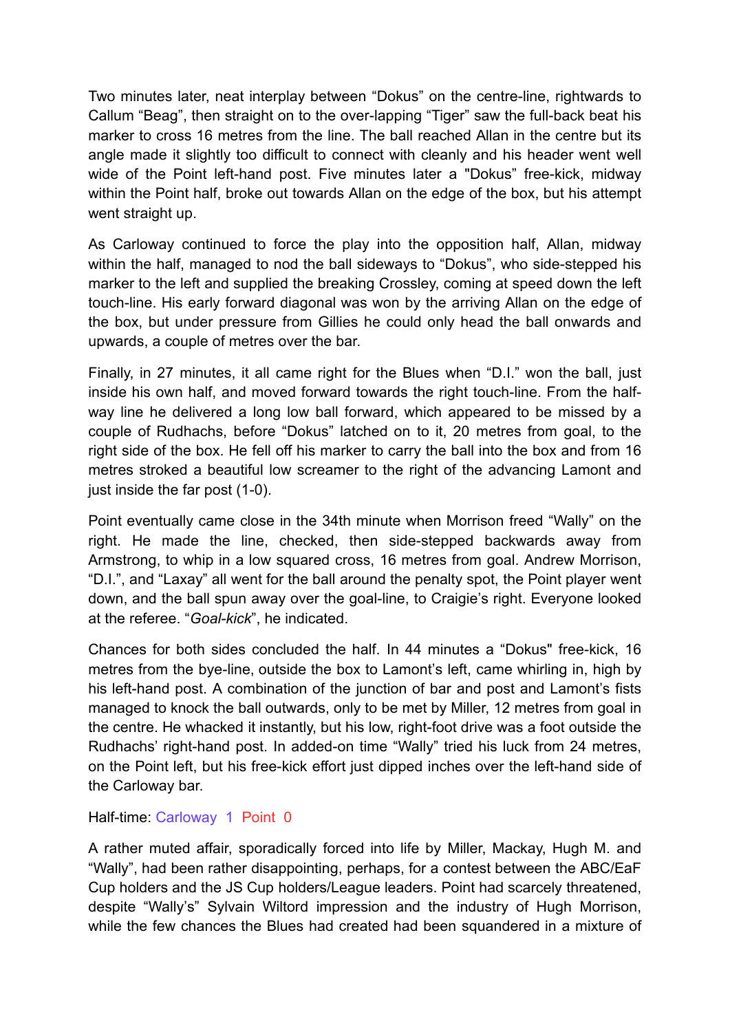Two minutes later, neat interplay between "Dokus" on the centre-line, rightwards to Callum "Beag", then straight on to the over-lapping "Tiger" saw the full-back beat his marker to cross 16 metres from the line. The ball reached Allan in the centre but its angle made it slightly too difficult to connect with cleanly and his header went well wide of the Point left-hand post. Five minutes later a "Dokus" free-kick, midway within the Point half, broke out towards Allan on the edge of the box, but his attempt went straight up.

As Carloway continued to force the play into the opposition half, Allan, midway within the half, managed to nod the ball sideways to "Dokus", who side-stepped his marker to the left and supplied the breaking Crossley, coming at speed down the left touch-line. His early forward diagonal was won by the arriving Allan on the edge of the box, but under pressure from Gillies he could only head the ball onwards and upwards, a couple of metres over the bar.

Finally, in 27 minutes, it all came right for the Blues when "D.I." won the ball, just inside his own half, and moved forward towards the right touch-line. From the half-way line he delivered a long low ball forward, which appeared to be missed by a couple of Rudhachs, before "Dokus" latched on to it, 20 metres from goal, to the right side of the box. He fell off his marker to carry the ball into the box and from 16 metres stroked a beautiful low screamer to the right of the advancing Lamont and just inside the far post (1-0).

Point eventually came close in the 34th minute when Morrison freed "Wally" on the right. He made the line, checked, then side-stepped backwards away from Armstrong, to whip in a low squared cross, 16 metres from goal. Andrew Morrison, "D.I.", and "Laxay" all went for the ball around the penalty spot, the Point player went down, and the ball spun away over the goal-line, to Craigie's right. Everyone looked at the referee. "*Goal-kick*", he indicated.

Chances for both sides concluded the half. In 44 minutes a "Dokus" free-kick, 16 metres from the bye-line, outside the box to Lamont's left, came whirling in, high by his left-hand post. A combination of the junction of bar and post and Lamont's fists managed to knock the ball outwards, only to be met by Miller, 12 metres from goal in the centre. He whacked it instantly, but his low, right-foot drive was a foot outside the Rudhachs' right-hand post. In added-on time "Wally" tried his luck from 24 metres, on the Point left, but his free-kick effort just dipped inches over the left-hand side of the Carloway bar.

Half-time: Carloway 1 Point 0

A rather muted affair, sporadically forced into life by Miller, Mackay, Hugh M. and "Wally", had been rather disappointing, perhaps, for a contest between the ABC/EaF Cup holders and the JS Cup holders/League leaders. Point had scarcely threatened, despite "Wally's" Sylvain Wiltord impression and the industry of Hugh Morrison, while the few chances the Blues had created had been squandered in a mixture of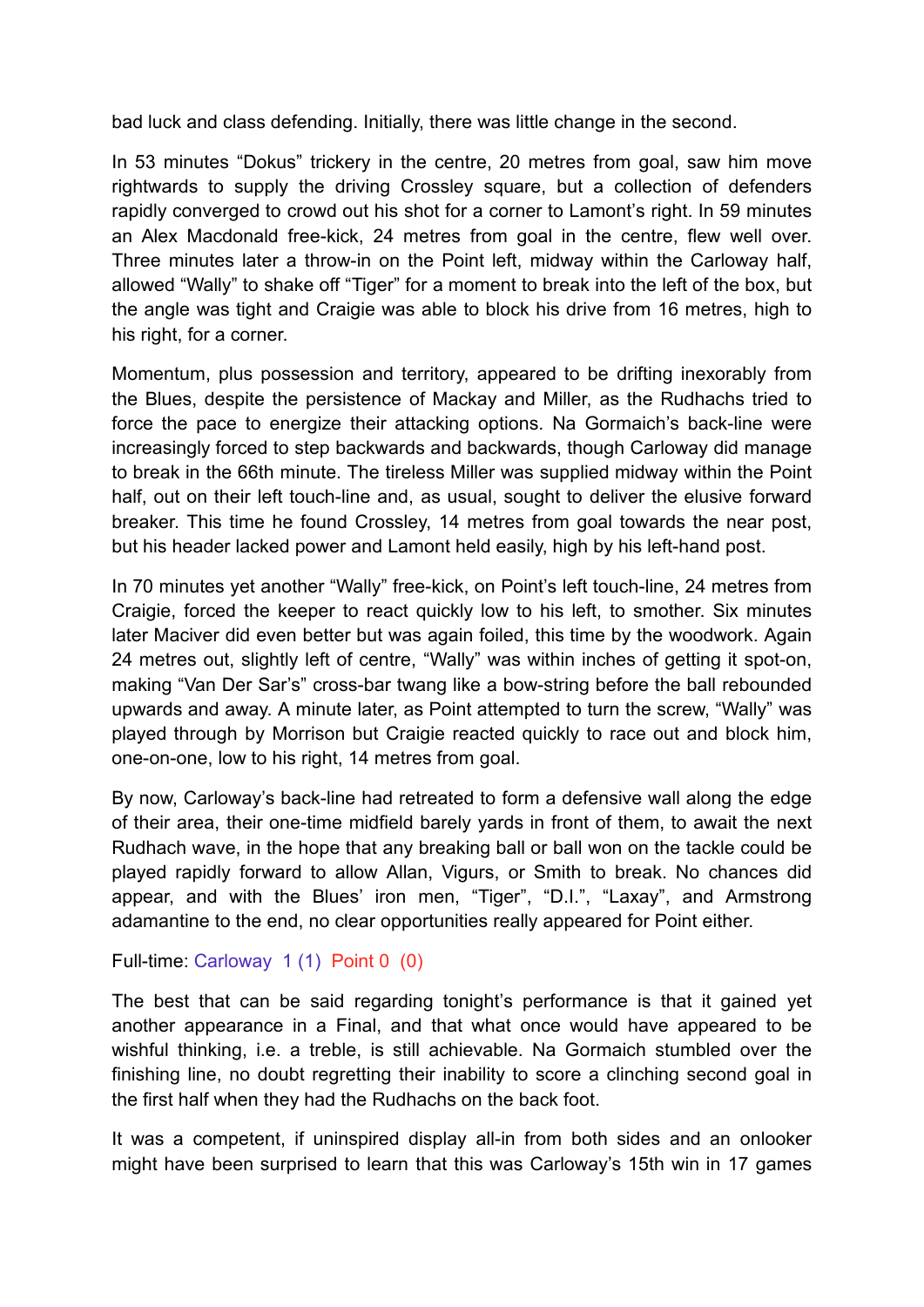bad luck and class defending. Initially, there was little change in the second.

In 53 minutes "Dokus" trickery in the centre, 20 metres from goal, saw him move rightwards to supply the driving Crossley square, but a collection of defenders rapidly converged to crowd out his shot for a corner to Lamont's right. In 59 minutes an Alex Macdonald free-kick, 24 metres from goal in the centre, flew well over. Three minutes later a throw-in on the Point left, midway within the Carloway half, allowed "Wally" to shake off "Tiger" for a moment to break into the left of the box, but the angle was tight and Craigie was able to block his drive from 16 metres, high to his right, for a corner.

Momentum, plus possession and territory, appeared to be drifting inexorably from the Blues, despite the persistence of Mackay and Miller, as the Rudhachs tried to force the pace to energize their attacking options. Na Gormaich's back-line were increasingly forced to step backwards and backwards, though Carloway did manage to break in the 66th minute. The tireless Miller was supplied midway within the Point half, out on their left touch-line and, as usual, sought to deliver the elusive forward breaker. This time he found Crossley, 14 metres from goal towards the near post, but his header lacked power and Lamont held easily, high by his left-hand post.

In 70 minutes yet another "Wally" free-kick, on Point's left touch-line, 24 metres from Craigie, forced the keeper to react quickly low to his left, to smother. Six minutes later Maciver did even better but was again foiled, this time by the woodwork. Again 24 metres out, slightly left of centre, "Wally" was within inches of getting it spot-on, making "Van Der Sar's" cross-bar twang like a bow-string before the ball rebounded upwards and away. A minute later, as Point attempted to turn the screw, "Wally" was played through by Morrison but Craigie reacted quickly to race out and block him, one-on-one, low to his right, 14 metres from goal.

By now, Carloway's back-line had retreated to form a defensive wall along the edge of their area, their one-time midfield barely yards in front of them, to await the next Rudhach wave, in the hope that any breaking ball or ball won on the tackle could be played rapidly forward to allow Allan, Vigurs, or Smith to break. No chances did appear, and with the Blues' iron men, "Tiger", "D.I.", "Laxay", and Armstrong adamantine to the end, no clear opportunities really appeared for Point either.

Full-time: Carloway 1 (1) Point 0 (0)

The best that can be said regarding tonight's performance is that it gained yet another appearance in a Final, and that what once would have appeared to be wishful thinking, i.e. a treble, is still achievable. Na Gormaich stumbled over the finishing line, no doubt regretting their inability to score a clinching second goal in the first half when they had the Rudhachs on the back foot.

It was a competent, if uninspired display all-in from both sides and an onlooker might have been surprised to learn that this was Carloway's 15th win in 17 games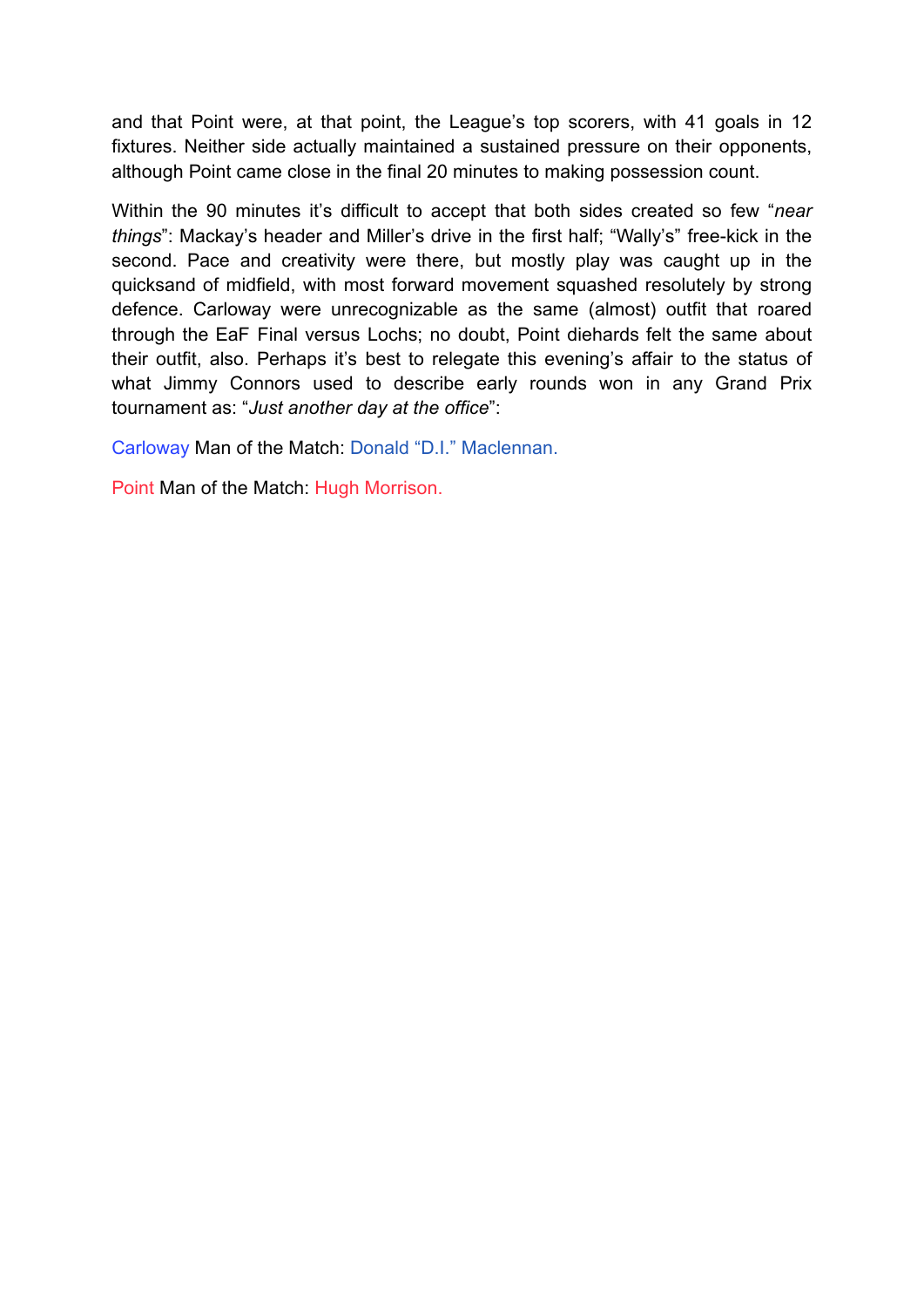and that Point were, at that point, the League's top scorers, with 41 goals in 12 fixtures. Neither side actually maintained a sustained pressure on their opponents, although Point came close in the final 20 minutes to making possession count.

Within the 90 minutes it's difficult to accept that both sides created so few "*near things*": Mackay's header and Miller's drive in the first half; "Wally's" free-kick in the second. Pace and creativity were there, but mostly play was caught up in the quicksand of midfield, with most forward movement squashed resolutely by strong defence. Carloway were unrecognizable as the same (almost) outfit that roared through the EaF Final versus Lochs; no doubt, Point diehards felt the same about their outfit, also. Perhaps it's best to relegate this evening's affair to the status of what Jimmy Connors used to describe early rounds won in any Grand Prix tournament as: "*Just another day at the office*":

Carloway Man of the Match: Donald "D.I." Maclennan.

Point Man of the Match: Hugh Morrison.